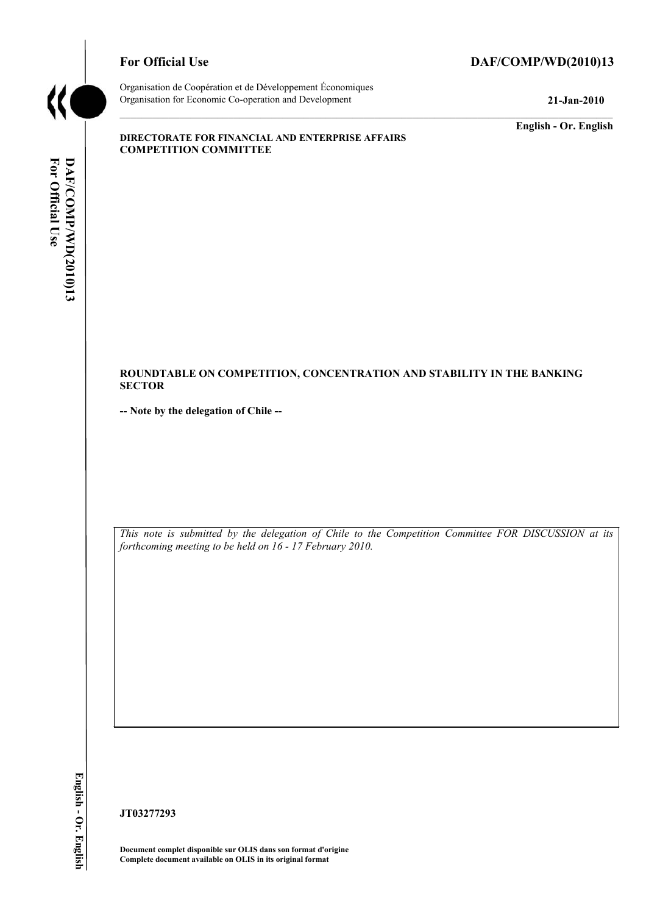**For Official Use** **DAF/COMP/WD(2010)13**

Organisation de Coopération et de Développement Économiques
Organisation for Economic Co-operation and Development **21-Jan-2010**

**English - Or. English**

**DIRECTORATE FOR FINANCIAL AND ENTERPRISE AFFAIRS**
**COMPETITION COMMITTEE**

**ROUNDTABLE ON COMPETITION, CONCENTRATION AND STABILITY IN THE BANKING SECTOR**

**-- Note by the delegation of Chile --**

*This note is submitted by the delegation of Chile to the Competition Committee FOR DISCUSSION at its forthcoming meeting to be held on 16 - 17 February 2010.*

**JT03277293**

**Document complet disponible sur OLIS dans son format d'origine**
**Complete document available on OLIS in its original format**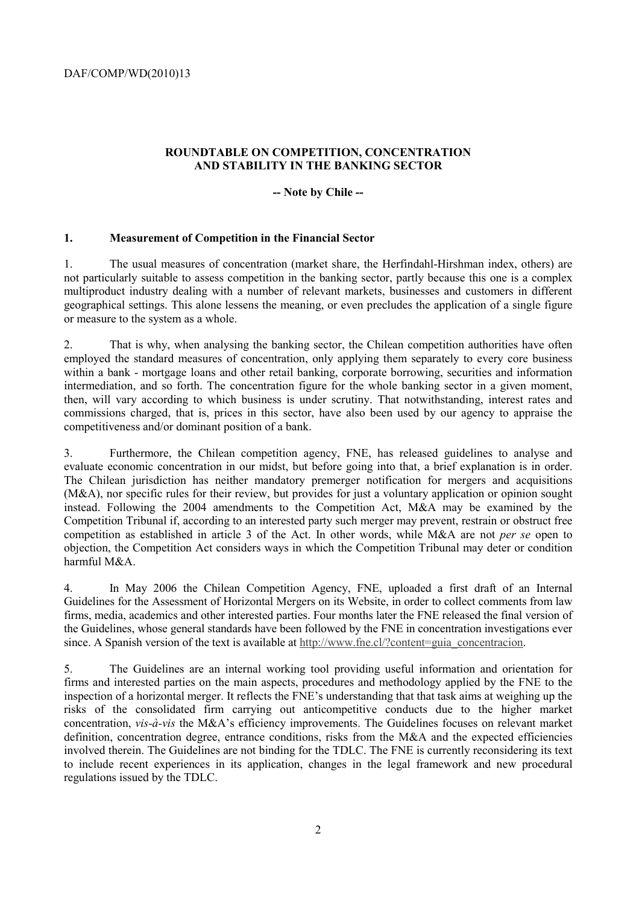## ROUNDTABLE ON COMPETITION, CONCENTRATION AND STABILITY IN THE BANKING SECTOR

**-- Note by Chile --**

### 1. Measurement of Competition in the Financial Sector

1. The usual measures of concentration (market share, the Herfindahl-Hirshman index, others) are not particularly suitable to assess competition in the banking sector, partly because this one is a complex multiproduct industry dealing with a number of relevant markets, businesses and customers in different geographical settings. This alone lessens the meaning, or even precludes the application of a single figure or measure to the system as a whole.

2. That is why, when analysing the banking sector, the Chilean competition authorities have often employed the standard measures of concentration, only applying them separately to every core business within a bank - mortgage loans and other retail banking, corporate borrowing, securities and information intermediation, and so forth. The concentration figure for the whole banking sector in a given moment, then, will vary according to which business is under scrutiny. That notwithstanding, interest rates and commissions charged, that is, prices in this sector, have also been used by our agency to appraise the competitiveness and/or dominant position of a bank.

3. Furthermore, the Chilean competition agency, FNE, has released guidelines to analyse and evaluate economic concentration in our midst, but before going into that, a brief explanation is in order. The Chilean jurisdiction has neither mandatory premerger notification for mergers and acquisitions (M&A), nor specific rules for their review, but provides for just a voluntary application or opinion sought instead. Following the 2004 amendments to the Competition Act, M&A may be examined by the Competition Tribunal if, according to an interested party such merger may prevent, restrain or obstruct free competition as established in article 3 of the Act. In other words, while M&A are not *per se* open to objection, the Competition Act considers ways in which the Competition Tribunal may deter or condition harmful M&A.

4. In May 2006 the Chilean Competition Agency, FNE, uploaded a first draft of an Internal Guidelines for the Assessment of Horizontal Mergers on its Website, in order to collect comments from law firms, media, academics and other interested parties. Four months later the FNE released the final version of the Guidelines, whose general standards have been followed by the FNE in concentration investigations ever since. A Spanish version of the text is available at http://www.fne.cl/?content=guia_concentracion.

5. The Guidelines are an internal working tool providing useful information and orientation for firms and interested parties on the main aspects, procedures and methodology applied by the FNE to the inspection of a horizontal merger. It reflects the FNE's understanding that that task aims at weighing up the risks of the consolidated firm carrying out anticompetitive conducts due to the higher market concentration, *vis-à-vis* the M&A's efficiency improvements. The Guidelines focuses on relevant market definition, concentration degree, entrance conditions, risks from the M&A and the expected efficiencies involved therein. The Guidelines are not binding for the TDLC. The FNE is currently reconsidering its text to include recent experiences in its application, changes in the legal framework and new procedural regulations issued by the TDLC.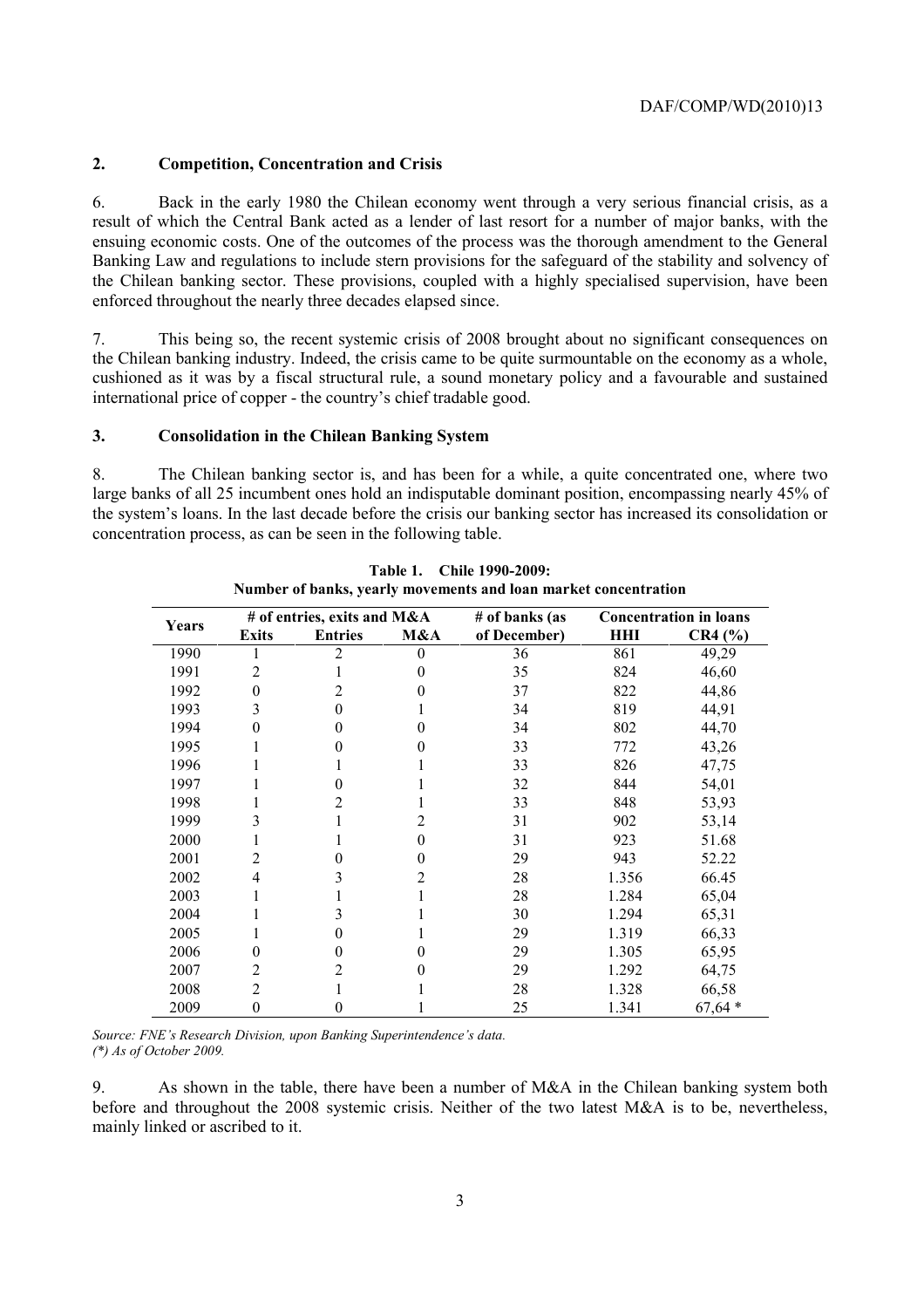## 2. Competition, Concentration and Crisis

6. Back in the early 1980 the Chilean economy went through a very serious financial crisis, as a result of which the Central Bank acted as a lender of last resort for a number of major banks, with the ensuing economic costs. One of the outcomes of the process was the thorough amendment to the General Banking Law and regulations to include stern provisions for the safeguard of the stability and solvency of the Chilean banking sector. These provisions, coupled with a highly specialised supervision, have been enforced throughout the nearly three decades elapsed since.

7. This being so, the recent systemic crisis of 2008 brought about no significant consequences on the Chilean banking industry. Indeed, the crisis came to be quite surmountable on the economy as a whole, cushioned as it was by a fiscal structural rule, a sound monetary policy and a favourable and sustained international price of copper - the country's chief tradable good.

## 3. Consolidation in the Chilean Banking System

8. The Chilean banking sector is, and has been for a while, a quite concentrated one, where two large banks of all 25 incumbent ones hold an indisputable dominant position, encompassing nearly 45% of the system's loans. In the last decade before the crisis our banking sector has increased its consolidation or concentration process, as can be seen in the following table.

**Table 1. Chile 1990-2009: Number of banks, yearly movements and loan market concentration**

| Years | # of entries, exits and M&A | | | # of banks (as of December) | Concentration in loans | |
|---|---|---|---|---|---|---|
| | Exits | Entries | M&A | | HHI | CR4 (%) |
| 1990 | 1 | 2 | 0 | 36 | 861 | 49,29 |
| 1991 | 2 | 1 | 0 | 35 | 824 | 46,60 |
| 1992 | 0 | 2 | 0 | 37 | 822 | 44,86 |
| 1993 | 3 | 0 | 1 | 34 | 819 | 44,91 |
| 1994 | 0 | 0 | 0 | 34 | 802 | 44,70 |
| 1995 | 1 | 0 | 0 | 33 | 772 | 43,26 |
| 1996 | 1 | 1 | 1 | 33 | 826 | 47,75 |
| 1997 | 1 | 0 | 1 | 32 | 844 | 54,01 |
| 1998 | 1 | 2 | 1 | 33 | 848 | 53,93 |
| 1999 | 3 | 1 | 2 | 31 | 902 | 53,14 |
| 2000 | 1 | 1 | 0 | 31 | 923 | 51.68 |
| 2001 | 2 | 0 | 0 | 29 | 943 | 52.22 |
| 2002 | 4 | 3 | 2 | 28 | 1.356 | 66.45 |
| 2003 | 1 | 1 | 1 | 28 | 1.284 | 65,04 |
| 2004 | 1 | 3 | 1 | 30 | 1.294 | 65,31 |
| 2005 | 1 | 0 | 1 | 29 | 1.319 | 66,33 |
| 2006 | 0 | 0 | 0 | 29 | 1.305 | 65,95 |
| 2007 | 2 | 2 | 0 | 29 | 1.292 | 64,75 |
| 2008 | 2 | 1 | 1 | 28 | 1.328 | 66,58 |
| 2009 | 0 | 0 | 1 | 25 | 1.341 | 67,64 * |

*Source: FNE's Research Division, upon Banking Superintendence's data.*
*(\*) As of October 2009.*

9. As shown in the table, there have been a number of M&A in the Chilean banking system both before and throughout the 2008 systemic crisis. Neither of the two latest M&A is to be, nevertheless, mainly linked or ascribed to it.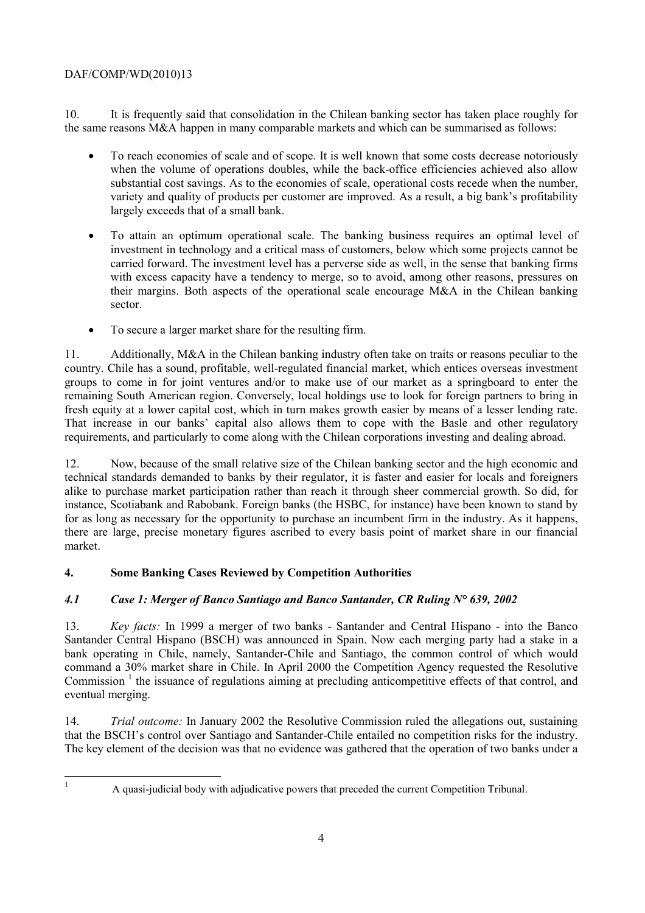10. It is frequently said that consolidation in the Chilean banking sector has taken place roughly for the same reasons M&A happen in many comparable markets and which can be summarised as follows:

- To reach economies of scale and of scope. It is well known that some costs decrease notoriously when the volume of operations doubles, while the back-office efficiencies achieved also allow substantial cost savings. As to the economies of scale, operational costs recede when the number, variety and quality of products per customer are improved. As a result, a big bank's profitability largely exceeds that of a small bank.
- To attain an optimum operational scale. The banking business requires an optimal level of investment in technology and a critical mass of customers, below which some projects cannot be carried forward. The investment level has a perverse side as well, in the sense that banking firms with excess capacity have a tendency to merge, so to avoid, among other reasons, pressures on their margins. Both aspects of the operational scale encourage M&A in the Chilean banking sector.
- To secure a larger market share for the resulting firm.

11. Additionally, M&A in the Chilean banking industry often take on traits or reasons peculiar to the country. Chile has a sound, profitable, well-regulated financial market, which entices overseas investment groups to come in for joint ventures and/or to make use of our market as a springboard to enter the remaining South American region. Conversely, local holdings use to look for foreign partners to bring in fresh equity at a lower capital cost, which in turn makes growth easier by means of a lesser lending rate. That increase in our banks' capital also allows them to cope with the Basle and other regulatory requirements, and particularly to come along with the Chilean corporations investing and dealing abroad.

12. Now, because of the small relative size of the Chilean banking sector and the high economic and technical standards demanded to banks by their regulator, it is faster and easier for locals and foreigners alike to purchase market participation rather than reach it through sheer commercial growth. So did, for instance, Scotiabank and Rabobank. Foreign banks (the HSBC, for instance) have been known to stand by for as long as necessary for the opportunity to purchase an incumbent firm in the industry. As it happens, there are large, precise monetary figures ascribed to every basis point of market share in our financial market.

## 4. Some Banking Cases Reviewed by Competition Authorities

### *4.1 Case 1: Merger of Banco Santiago and Banco Santander, CR Ruling N° 639, 2002*

13. *Key facts:* In 1999 a merger of two banks - Santander and Central Hispano - into the Banco Santander Central Hispano (BSCH) was announced in Spain. Now each merging party had a stake in a bank operating in Chile, namely, Santander-Chile and Santiago, the common control of which would command a 30% market share in Chile. In April 2000 the Competition Agency requested the Resolutive Commission [1] the issuance of regulations aiming at precluding anticompetitive effects of that control, and eventual merging.

14. *Trial outcome:* In January 2002 the Resolutive Commission ruled the allegations out, sustaining that the BSCH's control over Santiago and Santander-Chile entailed no competition risks for the industry. The key element of the decision was that no evidence was gathered that the operation of two banks under a

[1] A quasi-judicial body with adjudicative powers that preceded the current Competition Tribunal.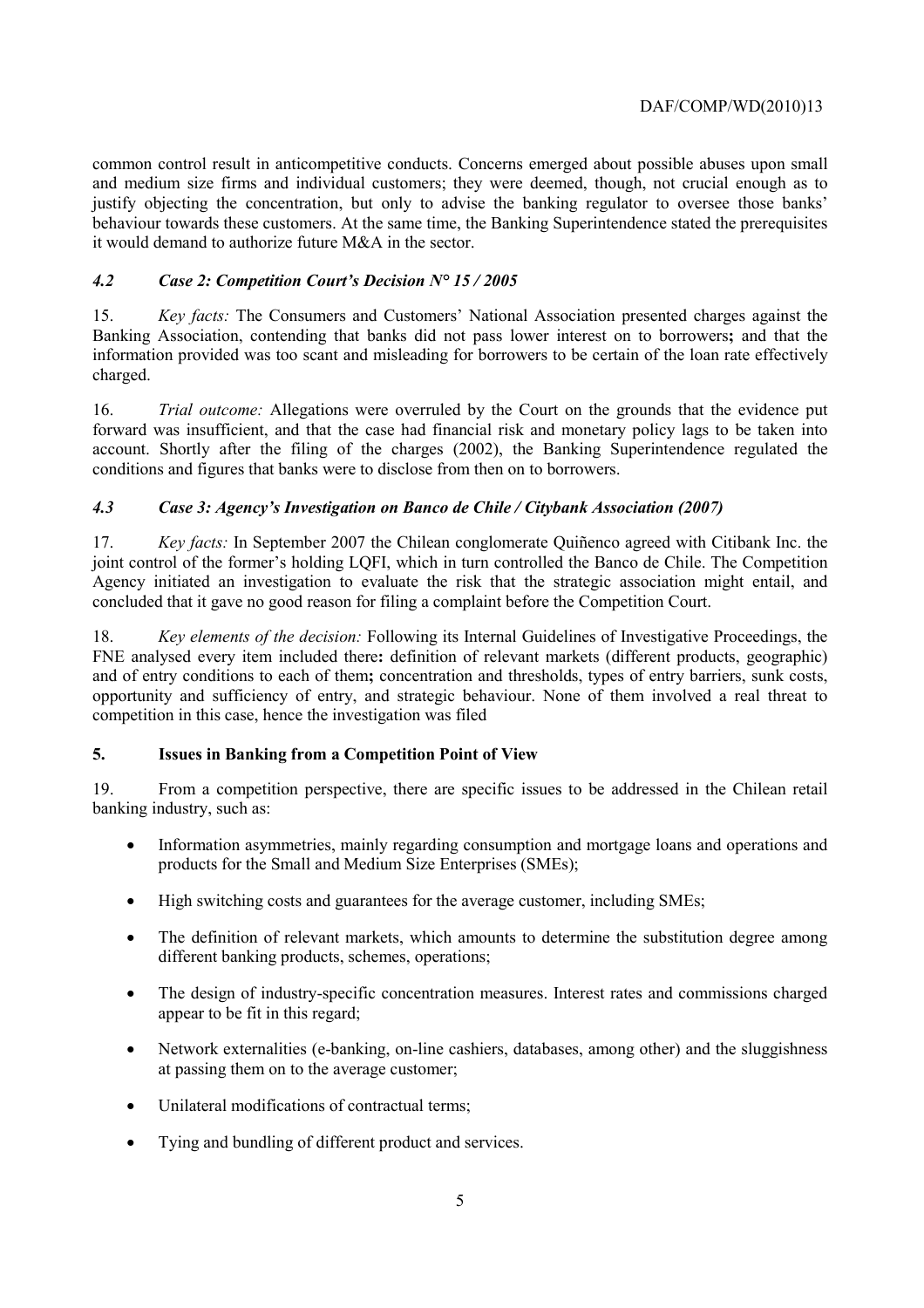common control result in anticompetitive conducts. Concerns emerged about possible abuses upon small and medium size firms and individual customers; they were deemed, though, not crucial enough as to justify objecting the concentration, but only to advise the banking regulator to oversee those banks' behaviour towards these customers. At the same time, the Banking Superintendence stated the prerequisites it would demand to authorize future M&A in the sector.

### *4.2 Case 2: Competition Court's Decision N° 15 / 2005*

15. *Key facts:* The Consumers and Customers' National Association presented charges against the Banking Association, contending that banks did not pass lower interest on to borrowers**;** and that the information provided was too scant and misleading for borrowers to be certain of the loan rate effectively charged.

16. *Trial outcome:* Allegations were overruled by the Court on the grounds that the evidence put forward was insufficient, and that the case had financial risk and monetary policy lags to be taken into account. Shortly after the filing of the charges (2002), the Banking Superintendence regulated the conditions and figures that banks were to disclose from then on to borrowers.

### *4.3 Case 3: Agency's Investigation on Banco de Chile / Citybank Association (2007)*

17. *Key facts:* In September 2007 the Chilean conglomerate Quiñenco agreed with Citibank Inc. the joint control of the former's holding LQFI, which in turn controlled the Banco de Chile. The Competition Agency initiated an investigation to evaluate the risk that the strategic association might entail, and concluded that it gave no good reason for filing a complaint before the Competition Court.

18. *Key elements of the decision:* Following its Internal Guidelines of Investigative Proceedings, the FNE analysed every item included there**:** definition of relevant markets (different products, geographic) and of entry conditions to each of them**;** concentration and thresholds, types of entry barriers, sunk costs, opportunity and sufficiency of entry, and strategic behaviour. None of them involved a real threat to competition in this case, hence the investigation was filed

## 5. Issues in Banking from a Competition Point of View

19. From a competition perspective, there are specific issues to be addressed in the Chilean retail banking industry, such as:

- Information asymmetries, mainly regarding consumption and mortgage loans and operations and products for the Small and Medium Size Enterprises (SMEs);
- High switching costs and guarantees for the average customer, including SMEs;
- The definition of relevant markets, which amounts to determine the substitution degree among different banking products, schemes, operations;
- The design of industry-specific concentration measures. Interest rates and commissions charged appear to be fit in this regard;
- Network externalities (e-banking, on-line cashiers, databases, among other) and the sluggishness at passing them on to the average customer;
- Unilateral modifications of contractual terms;
- Tying and bundling of different product and services.